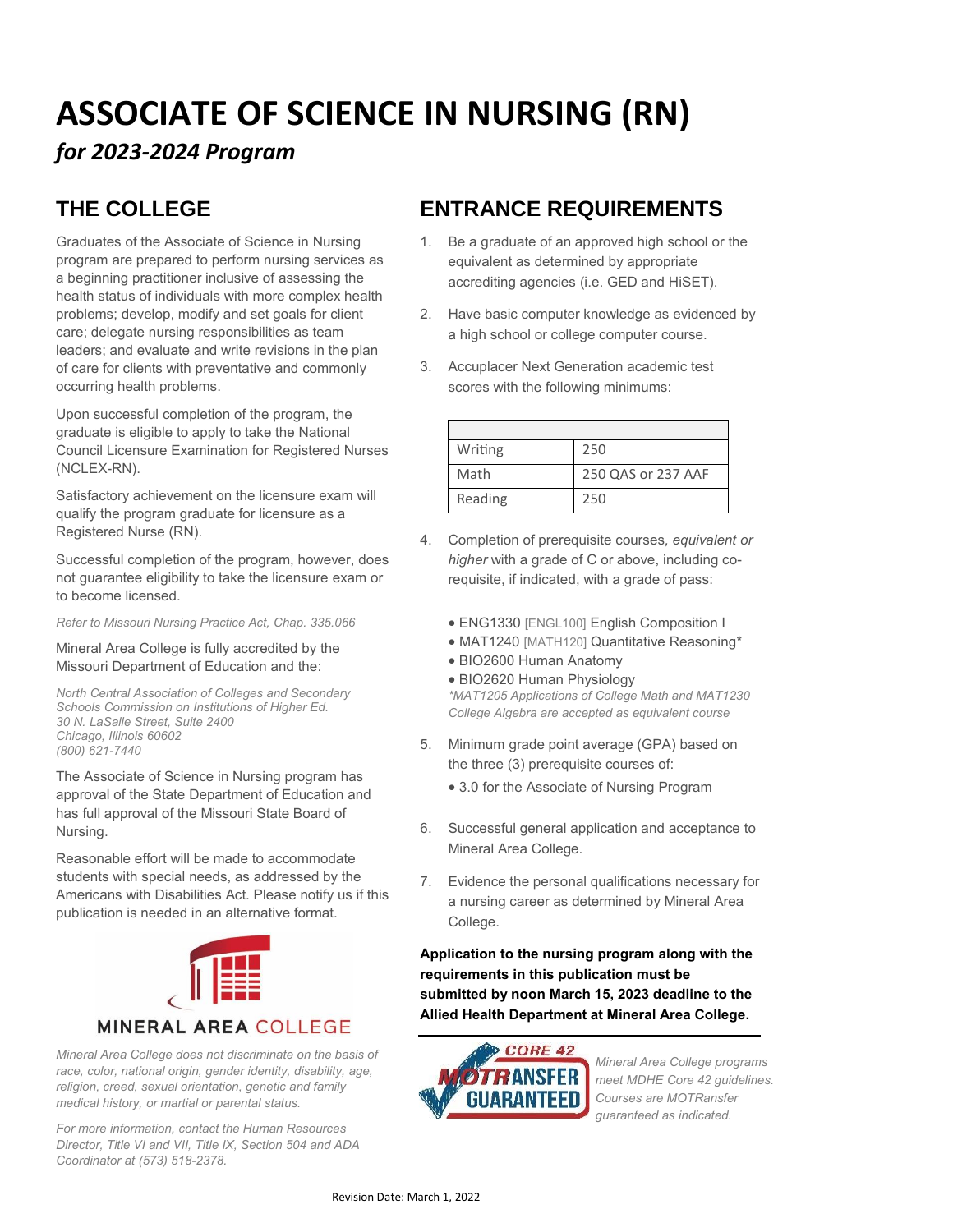# ASSOCIATE OF SCIENCE IN NURSING (RN)

*for 2023-2024 Program*

## THE COLLEGE

Graduates of the Associate of Science in Nursing program are prepared to perform nursing services as a beginning practitioner inclusive of assessing the health status of individuals with more complex health problems; develop, modify and set goals for client care; delegate nursing responsibilities as team leaders; and evaluate and write revisions in the plan of care for clients with preventative and commonly occurring health problems.

Upon successful completion of the program, the graduate is eligible to apply to take the National Council Licensure Examination for Registered Nurses (NCLEX-RN).

Satisfactory achievement on the licensure exam will qualify the program graduate for licensure as a Registered Nurse (RN).

Successful completion of the program, however, does not guarantee eligibility to take the licensure exam or to become licensed.

*Refer to Missouri Nursing Practice Act, Chap. 335.066*

Mineral Area College is fully accredited by the Missouri Department of Education and the:

*North Central Association of Colleges and Secondary Schools Commission on Institutions of Higher Ed.*
*30 N. LaSalle Street, Suite 2400*
*Chicago, Illinois 60602*
*(800) 621-7440*

The Associate of Science in Nursing program has approval of the State Department of Education and has full approval of the Missouri State Board of Nursing.

Reasonable effort will be made to accommodate students with special needs, as addressed by the Americans with Disabilities Act. Please notify us if this publication is needed in an alternative format.

MINERAL AREA COLLEGE

*Mineral Area College does not discriminate on the basis of race, color, national origin, gender identity, disability, age, religion, creed, sexual orientation, genetic and family medical history, or martial or parental status.*

*For more information, contact the Human Resources Director, Title VI and VII, Title IX, Section 504 and ADA Coordinator at (573) 518-2378.*

## ENTRANCE REQUIREMENTS

1. Be a graduate of an approved high school or the equivalent as determined by appropriate accrediting agencies (i.e. GED and HiSET).
2. Have basic computer knowledge as evidenced by a high school or college computer course.
3. Accuplacer Next Generation academic test scores with the following minimums:

| | |
|---|---|
| Writing | 250 |
| Math | 250 QAS or 237 AAF |
| Reading | 250 |

4. Completion of prerequisite courses, *equivalent or higher* with a grade of C or above, including co-requisite, if indicated, with a grade of pass:
   - ENG1330 [ENGL100] English Composition I
   - MAT1240 [MATH120] Quantitative Reasoning*
   - BIO2600 Human Anatomy
   - BIO2620 Human Physiology

   *\*MAT1205 Applications of College Math and MAT1230 College Algebra are accepted as equivalent course*
5. Minimum grade point average (GPA) based on the three (3) prerequisite courses of:
   - 3.0 for the Associate of Nursing Program
6. Successful general application and acceptance to Mineral Area College.
7. Evidence the personal qualifications necessary for a nursing career as determined by Mineral Area College.

**Application to the nursing program along with the requirements in this publication must be submitted by noon March 15, 2023 deadline to the Allied Health Department at Mineral Area College.**

CORE 42 MOTRANSFER GUARANTEED

*Mineral Area College programs meet MDHE Core 42 guidelines. Courses are MOTRansfer guaranteed as indicated.*

Revision Date: March 1, 2022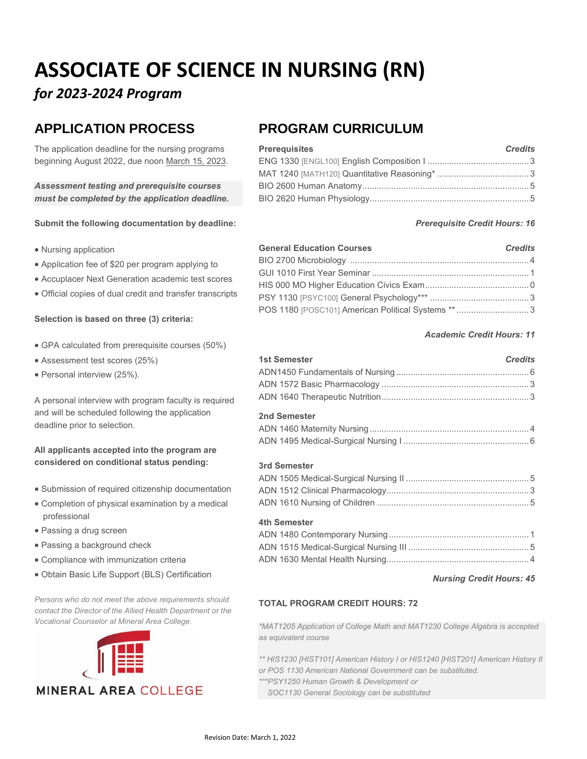# ASSOCIATE OF SCIENCE IN NURSING (RN)

## *for 2023-2024 Program*

## APPLICATION PROCESS

The application deadline for the nursing programs beginning August 2022, due noon March 15, 2023.

***Assessment testing and prerequisite courses must be completed by the application deadline.***

**Submit the following documentation by deadline:**

- Nursing application
- Application fee of $20 per program applying to
- Accuplacer Next Generation academic test scores
- Official copies of dual credit and transfer transcripts

**Selection is based on three (3) criteria:**

- GPA calculated from prerequisite courses (50%)
- Assessment test scores (25%)
- Personal interview (25%).

A personal interview with program faculty is required and will be scheduled following the application deadline prior to selection.

**All applicants accepted into the program are considered on conditional status pending:**

- Submission of required citizenship documentation
- Completion of physical examination by a medical professional
- Passing a drug screen
- Passing a background check
- Compliance with immunization criteria
- Obtain Basic Life Support (BLS) Certification

*Persons who do not meet the above requirements should contact the Director of the Allied Health Department or the Vocational Counselor at Mineral Area College.*

MINERAL AREA COLLEGE

## PROGRAM CURRICULUM

| Prerequisites | Credits |
|---|---|
| ENG 1330 [ENGL100] English Composition I | 3 |
| MAT 1240 [MATH120] Quantitative Reasoning* | 3 |
| BIO 2600 Human Anatomy | 5 |
| BIO 2620 Human Physiology | 5 |

***Prerequisite Credit Hours: 16***

| General Education Courses | Credits |
|---|---|
| BIO 2700 Microbiology | 4 |
| GUI 1010 First Year Seminar | 1 |
| HIS 000 MO Higher Education Civics Exam | 0 |
| PSY 1130 [PSYC100] General Psychology*** | 3 |
| POS 1180 [POSC101] American Political Systems ** | 3 |

***Academic Credit Hours: 11***

| 1st Semester | Credits |
|---|---|
| ADN1450 Fundamentals of Nursing | 6 |
| ADN 1572 Basic Pharmacology | 3 |
| ADN 1640 Therapeutic Nutrition | 3 |

| 2nd Semester | Credits |
|---|---|
| ADN 1460 Maternity Nursing | 4 |
| ADN 1495 Medical-Surgical Nursing I | 6 |

| 3rd Semester | Credits |
|---|---|
| ADN 1505 Medical-Surgical Nursing II | 5 |
| ADN 1512 Clinical Pharmacology | 3 |
| ADN 1610 Nursing of Children | 5 |

| 4th Semester | Credits |
|---|---|
| ADN 1480 Contemporary Nursing | 1 |
| ADN 1515 Medical-Surgical Nursing III | 5 |
| ADN 1630 Mental Health Nursing | 4 |

***Nursing Credit Hours: 45***

**TOTAL PROGRAM CREDIT HOURS: 72**

*\*MAT1205 Application of College Math and MAT1230 College Algebra is accepted as equivalent course*

*\*\* HIS1230 [HIST101] American History I or HIS1240 [HIST201] American History II or POS 1130 American National Government can be substituted.*

*\*\*\*PSY1250 Human Growth & Development or SOC1130 General Sociology can be substituted*

Revision Date: March 1, 2022